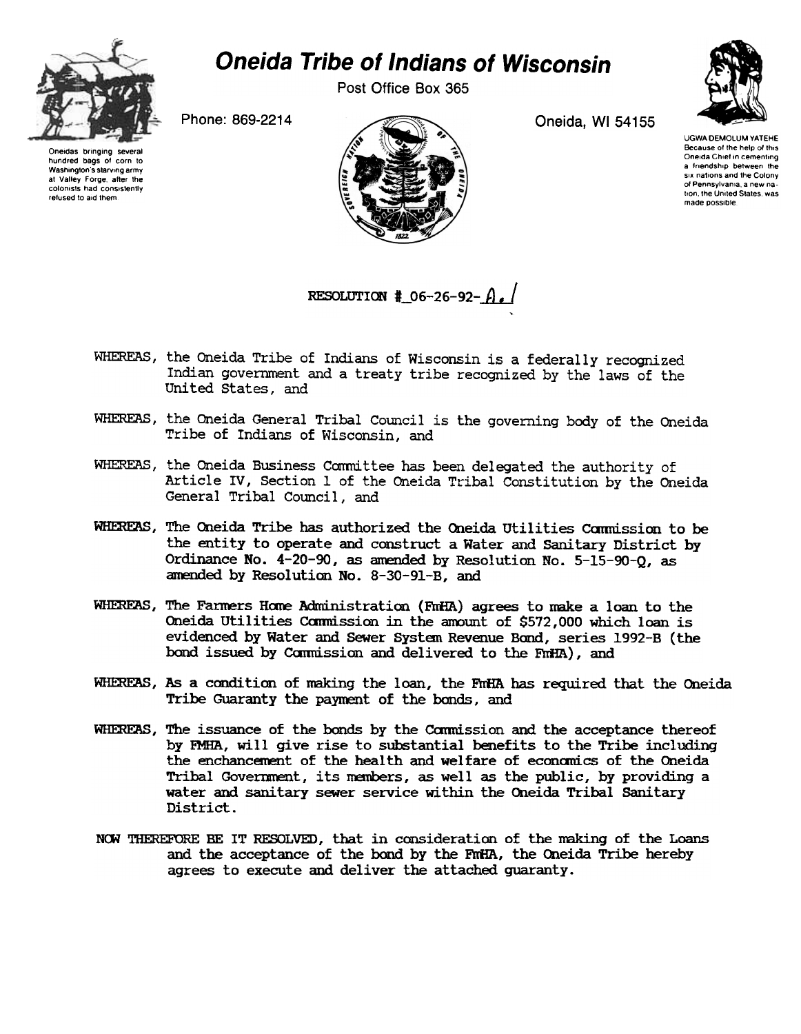# Oneida Tribe of Indians of Wisconsin

Post Office Box 365

Phone: 869-2214

Oneida, WI 54155

Oneidas bringing several hundred bags of corn to Washington's starving army at Valley Forge, after the colonists had consistently refused to aid them

UGWA DEMOLUM YATEHE
Because of the help of this Oneida Chief in cementing a friendship between the six nations and the Colony of Pennsylvania, a new nation, the United States, was made possible

RESOLUTION #_06-26-92-A.1

WHEREAS, the Oneida Tribe of Indians of Wisconsin is a federally recognized Indian government and a treaty tribe recognized by the laws of the United States, and

WHEREAS, the Oneida General Tribal Council is the governing body of the Oneida Tribe of Indians of Wisconsin, and

WHEREAS, the Oneida Business Committee has been delegated the authority of Article IV, Section 1 of the Oneida Tribal Constitution by the Oneida General Tribal Council, and

WHEREAS, The Oneida Tribe has authorized the Oneida Utilities Commission to be the entity to operate and construct a Water and Sanitary District by Ordinance No. 4-20-90, as amended by Resolution No. 5-15-90-Q, as amended by Resolution No. 8-30-91-B, and

WHEREAS, The Farmers Home Administration (FmHA) agrees to make a loan to the Oneida Utilities Commission in the amount of $572,000 which loan is evidenced by Water and Sewer System Revenue Bond, series 1992-B (the bond issued by Commission and delivered to the FmHA), and

WHEREAS, As a condition of making the loan, the FmHA has required that the Oneida Tribe Guaranty the payment of the bonds, and

WHEREAS, The issuance of the bonds by the Commission and the acceptance thereof by FMHA, will give rise to substantial benefits to the Tribe including the enchancement of the health and welfare of economics of the Oneida Tribal Government, its members, as well as the public, by providing a water and sanitary sewer service within the Oneida Tribal Sanitary District.

NOW THEREFORE BE IT RESOLVED, that in consideration of the making of the Loans and the acceptance of the bond by the FmHA, the Oneida Tribe hereby agrees to execute and deliver the attached guaranty.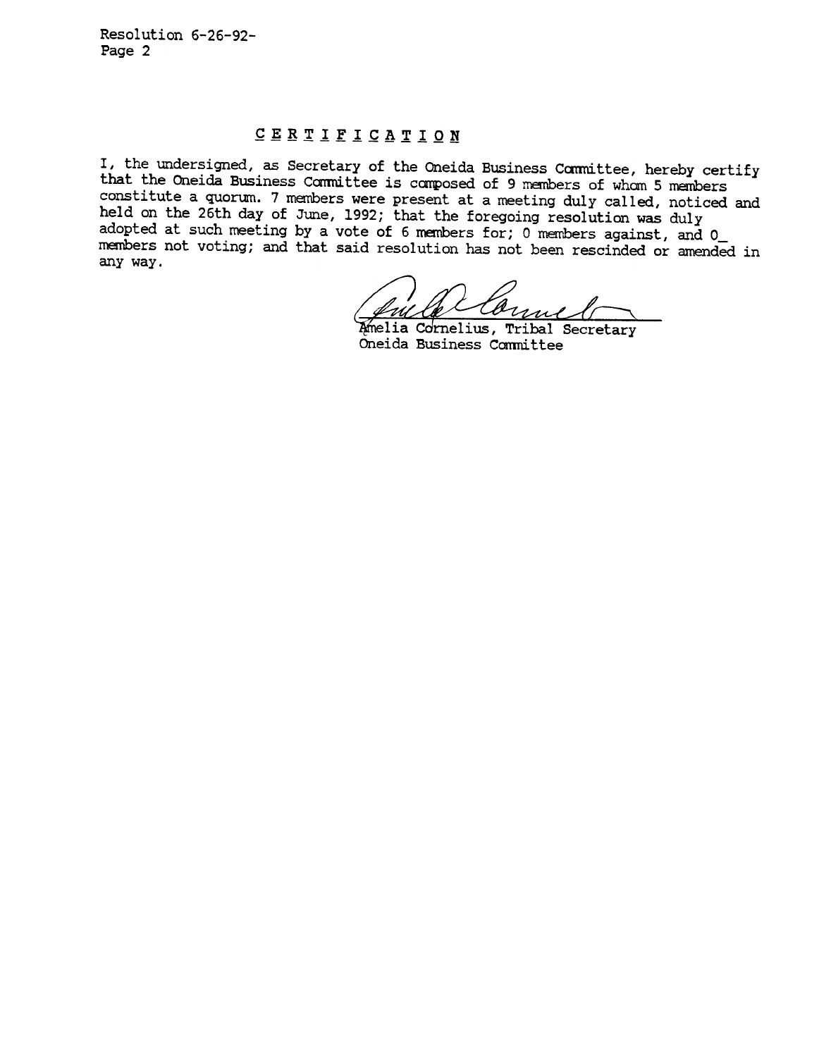Resolution 6-26-92-
Page 2

## CERTIFICATION

I, the undersigned, as Secretary of the Oneida Business Committee, hereby certify that the Oneida Business Committee is composed of 9 members of whom 5 members constitute a quorum. 7 members were present at a meeting duly called, noticed and held on the 26th day of June, 1992; that the foregoing resolution was duly adopted at such meeting by a vote of 6 members for; 0 members against, and 0_ members not voting; and that said resolution has not been rescinded or amended in any way.

Amelia Cornelius, Tribal Secretary
Oneida Business Committee